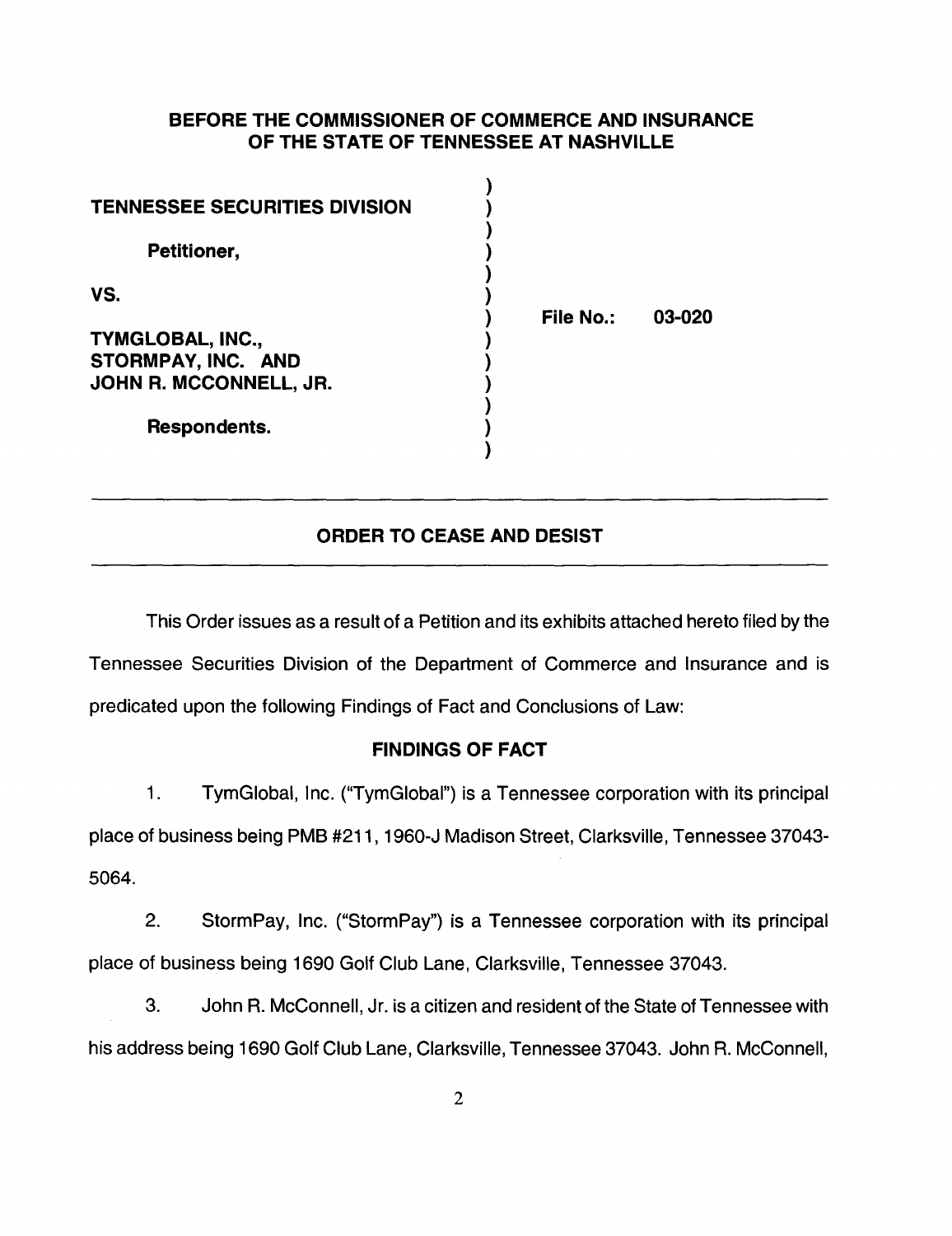**BEFORE THE COMMISSIONER OF COMMERCE AND INSURANCE OF THE STATE OF TENNESSEE AT NASHVILLE**

| | |
|---|---|
| **TENNESSEE SECURITIES DIVISION** | ) |
| **Petitioner,** | ) |
| **VS.** | ) **File No.: 03-020** |
| **TYMGLOBAL, INC., STORMPAY, INC. AND JOHN R. MCCONNELL, JR.** | ) |
| **Respondents.** | ) |

---

## ORDER TO CEASE AND DESIST

---

This Order issues as a result of a Petition and its exhibits attached hereto filed by the Tennessee Securities Division of the Department of Commerce and Insurance and is predicated upon the following Findings of Fact and Conclusions of Law:

### FINDINGS OF FACT

1. TymGlobal, Inc. ("TymGlobal") is a Tennessee corporation with its principal place of business being PMB #211, 1960-J Madison Street, Clarksville, Tennessee 37043-5064.

2. StormPay, Inc. ("StormPay") is a Tennessee corporation with its principal place of business being 1690 Golf Club Lane, Clarksville, Tennessee 37043.

3. John R. McConnell, Jr. is a citizen and resident of the State of Tennessee with his address being 1690 Golf Club Lane, Clarksville, Tennessee 37043. John R. McConnell,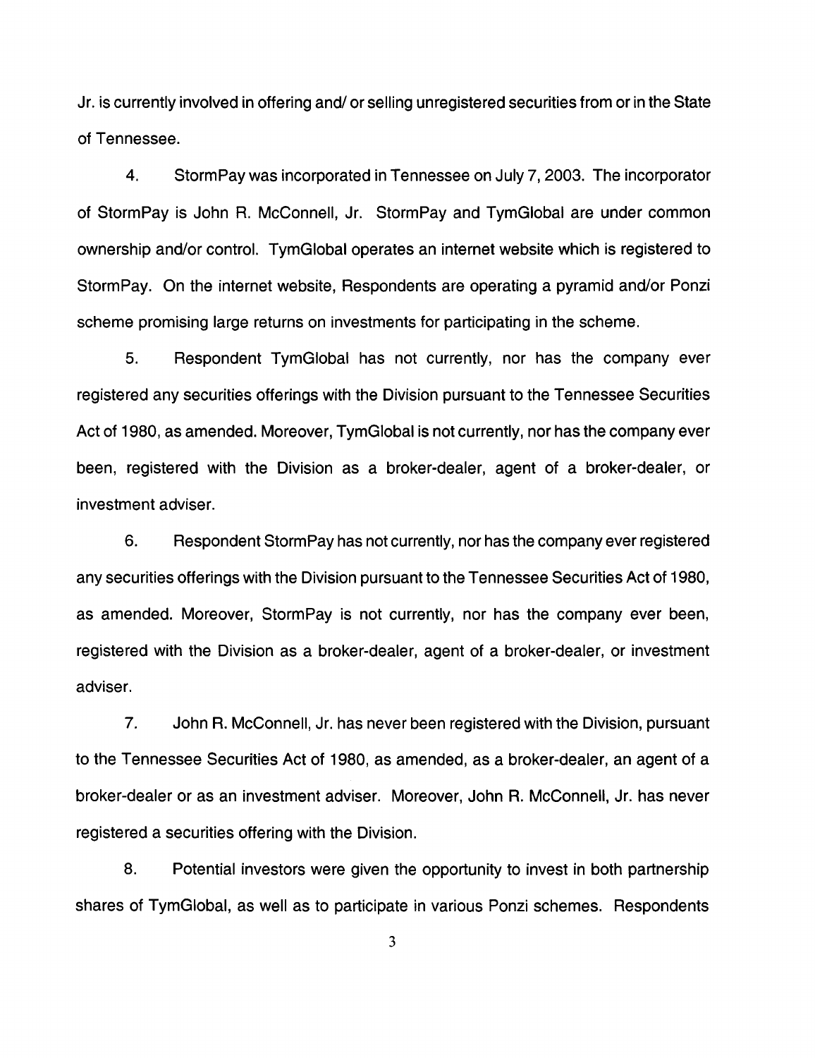Jr. is currently involved in offering and/ or selling unregistered securities from or in the State of Tennessee.

4. StormPay was incorporated in Tennessee on July 7, 2003. The incorporator of StormPay is John R. McConnell, Jr. StormPay and TymGlobal are under common ownership and/or control. TymGlobal operates an internet website which is registered to StormPay. On the internet website, Respondents are operating a pyramid and/or Ponzi scheme promising large returns on investments for participating in the scheme.

5. Respondent TymGlobal has not currently, nor has the company ever registered any securities offerings with the Division pursuant to the Tennessee Securities Act of 1980, as amended. Moreover, TymGlobal is not currently, nor has the company ever been, registered with the Division as a broker-dealer, agent of a broker-dealer, or investment adviser.

6. Respondent StormPay has not currently, nor has the company ever registered any securities offerings with the Division pursuant to the Tennessee Securities Act of 1980, as amended. Moreover, StormPay is not currently, nor has the company ever been, registered with the Division as a broker-dealer, agent of a broker-dealer, or investment adviser.

7. John R. McConnell, Jr. has never been registered with the Division, pursuant to the Tennessee Securities Act of 1980, as amended, as a broker-dealer, an agent of a broker-dealer or as an investment adviser. Moreover, John R. McConnell, Jr. has never registered a securities offering with the Division.

8. Potential investors were given the opportunity to invest in both partnership shares of TymGlobal, as well as to participate in various Ponzi schemes. Respondents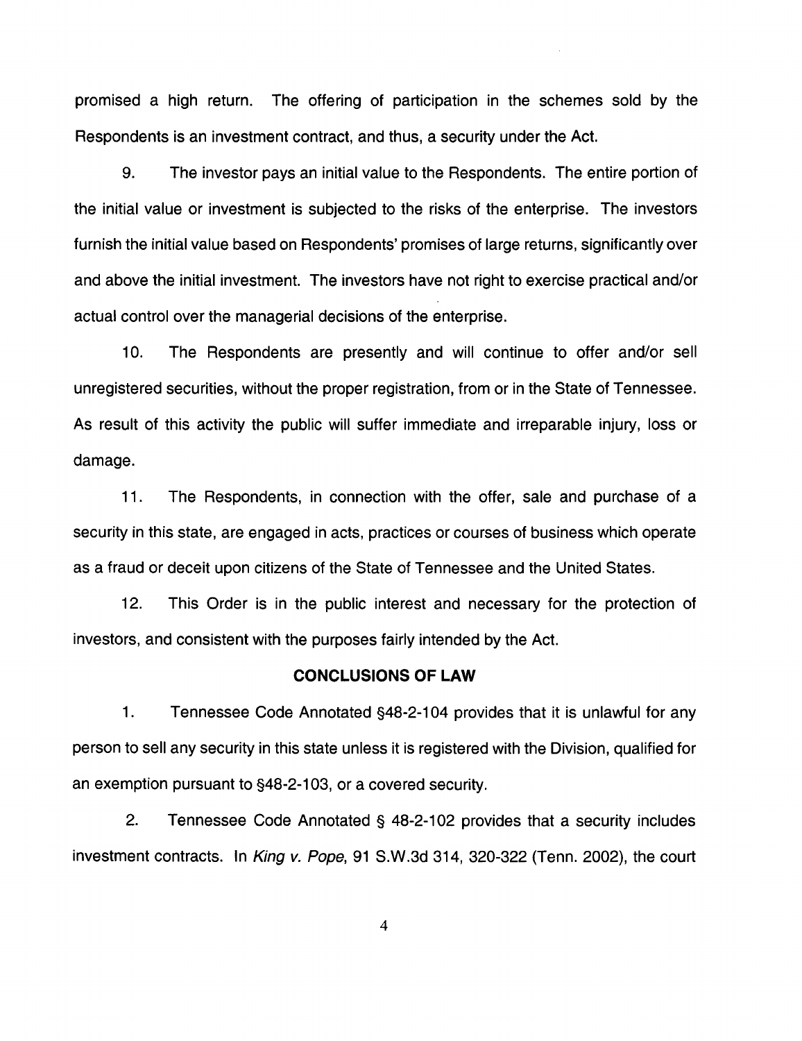promised a high return. The offering of participation in the schemes sold by the Respondents is an investment contract, and thus, a security under the Act.

9. The investor pays an initial value to the Respondents. The entire portion of the initial value or investment is subjected to the risks of the enterprise. The investors furnish the initial value based on Respondents' promises of large returns, significantly over and above the initial investment. The investors have not right to exercise practical and/or actual control over the managerial decisions of the enterprise.

10. The Respondents are presently and will continue to offer and/or sell unregistered securities, without the proper registration, from or in the State of Tennessee. As result of this activity the public will suffer immediate and irreparable injury, loss or damage.

11. The Respondents, in connection with the offer, sale and purchase of a security in this state, are engaged in acts, practices or courses of business which operate as a fraud or deceit upon citizens of the State of Tennessee and the United States.

12. This Order is in the public interest and necessary for the protection of investors, and consistent with the purposes fairly intended by the Act.

## CONCLUSIONS OF LAW

1. Tennessee Code Annotated §48-2-104 provides that it is unlawful for any person to sell any security in this state unless it is registered with the Division, qualified for an exemption pursuant to §48-2-103, or a covered security.

2. Tennessee Code Annotated § 48-2-102 provides that a security includes investment contracts. In *King v. Pope*, 91 S.W.3d 314, 320-322 (Tenn. 2002), the court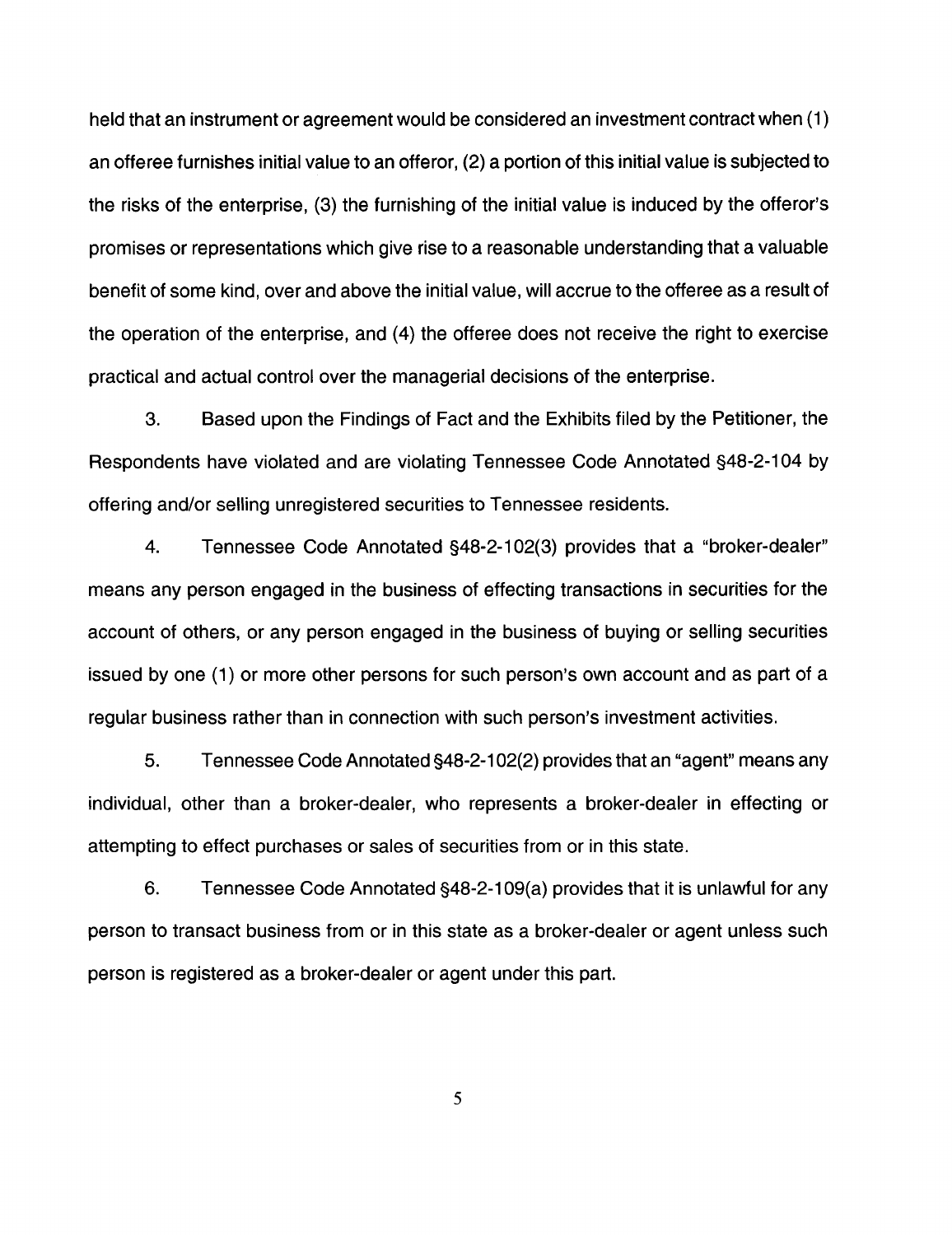held that an instrument or agreement would be considered an investment contract when (1) an offeree furnishes initial value to an offeror, (2) a portion of this initial value is subjected to the risks of the enterprise, (3) the furnishing of the initial value is induced by the offeror's promises or representations which give rise to a reasonable understanding that a valuable benefit of some kind, over and above the initial value, will accrue to the offeree as a result of the operation of the enterprise, and (4) the offeree does not receive the right to exercise practical and actual control over the managerial decisions of the enterprise.

3. Based upon the Findings of Fact and the Exhibits filed by the Petitioner, the Respondents have violated and are violating Tennessee Code Annotated §48-2-104 by offering and/or selling unregistered securities to Tennessee residents.

4. Tennessee Code Annotated §48-2-102(3) provides that a "broker-dealer" means any person engaged in the business of effecting transactions in securities for the account of others, or any person engaged in the business of buying or selling securities issued by one (1) or more other persons for such person's own account and as part of a regular business rather than in connection with such person's investment activities.

5. Tennessee Code Annotated §48-2-102(2) provides that an "agent" means any individual, other than a broker-dealer, who represents a broker-dealer in effecting or attempting to effect purchases or sales of securities from or in this state.

6. Tennessee Code Annotated §48-2-109(a) provides that it is unlawful for any person to transact business from or in this state as a broker-dealer or agent unless such person is registered as a broker-dealer or agent under this part.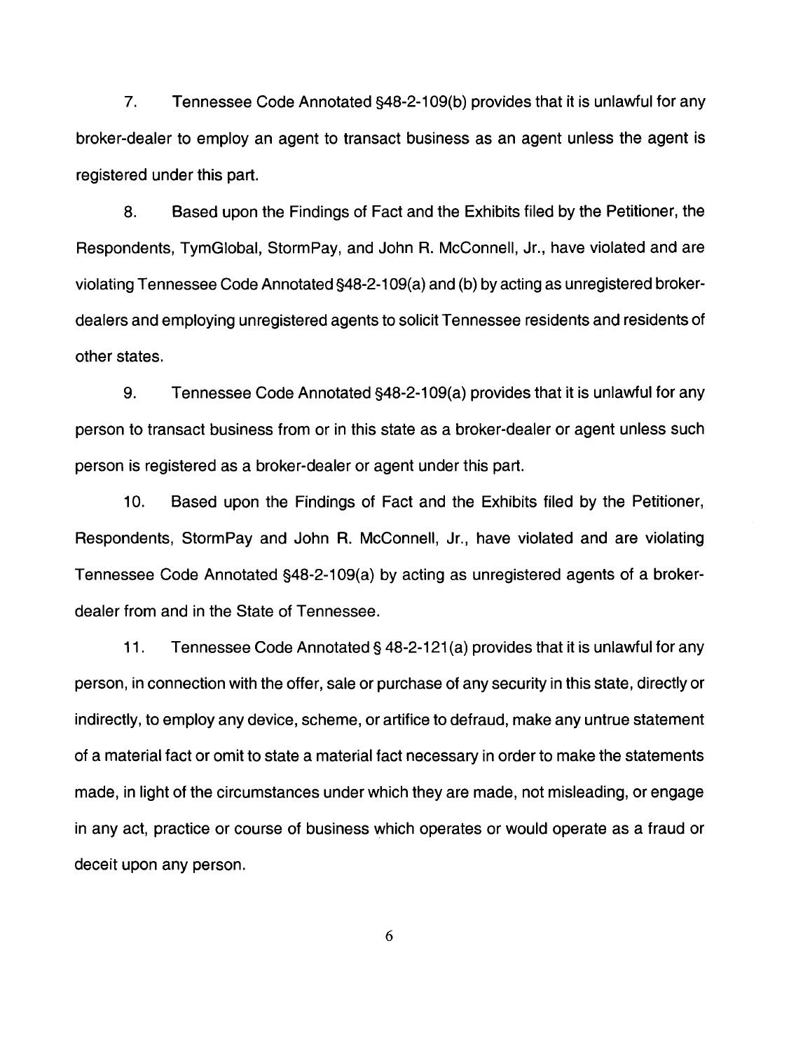7. Tennessee Code Annotated §48-2-109(b) provides that it is unlawful for any broker-dealer to employ an agent to transact business as an agent unless the agent is registered under this part.

8. Based upon the Findings of Fact and the Exhibits filed by the Petitioner, the Respondents, TymGlobal, StormPay, and John R. McConnell, Jr., have violated and are violating Tennessee Code Annotated §48-2-109(a) and (b) by acting as unregistered broker-dealers and employing unregistered agents to solicit Tennessee residents and residents of other states.

9. Tennessee Code Annotated §48-2-109(a) provides that it is unlawful for any person to transact business from or in this state as a broker-dealer or agent unless such person is registered as a broker-dealer or agent under this part.

10. Based upon the Findings of Fact and the Exhibits filed by the Petitioner, Respondents, StormPay and John R. McConnell, Jr., have violated and are violating Tennessee Code Annotated §48-2-109(a) by acting as unregistered agents of a broker-dealer from and in the State of Tennessee.

11. Tennessee Code Annotated § 48-2-121(a) provides that it is unlawful for any person, in connection with the offer, sale or purchase of any security in this state, directly or indirectly, to employ any device, scheme, or artifice to defraud, make any untrue statement of a material fact or omit to state a material fact necessary in order to make the statements made, in light of the circumstances under which they are made, not misleading, or engage in any act, practice or course of business which operates or would operate as a fraud or deceit upon any person.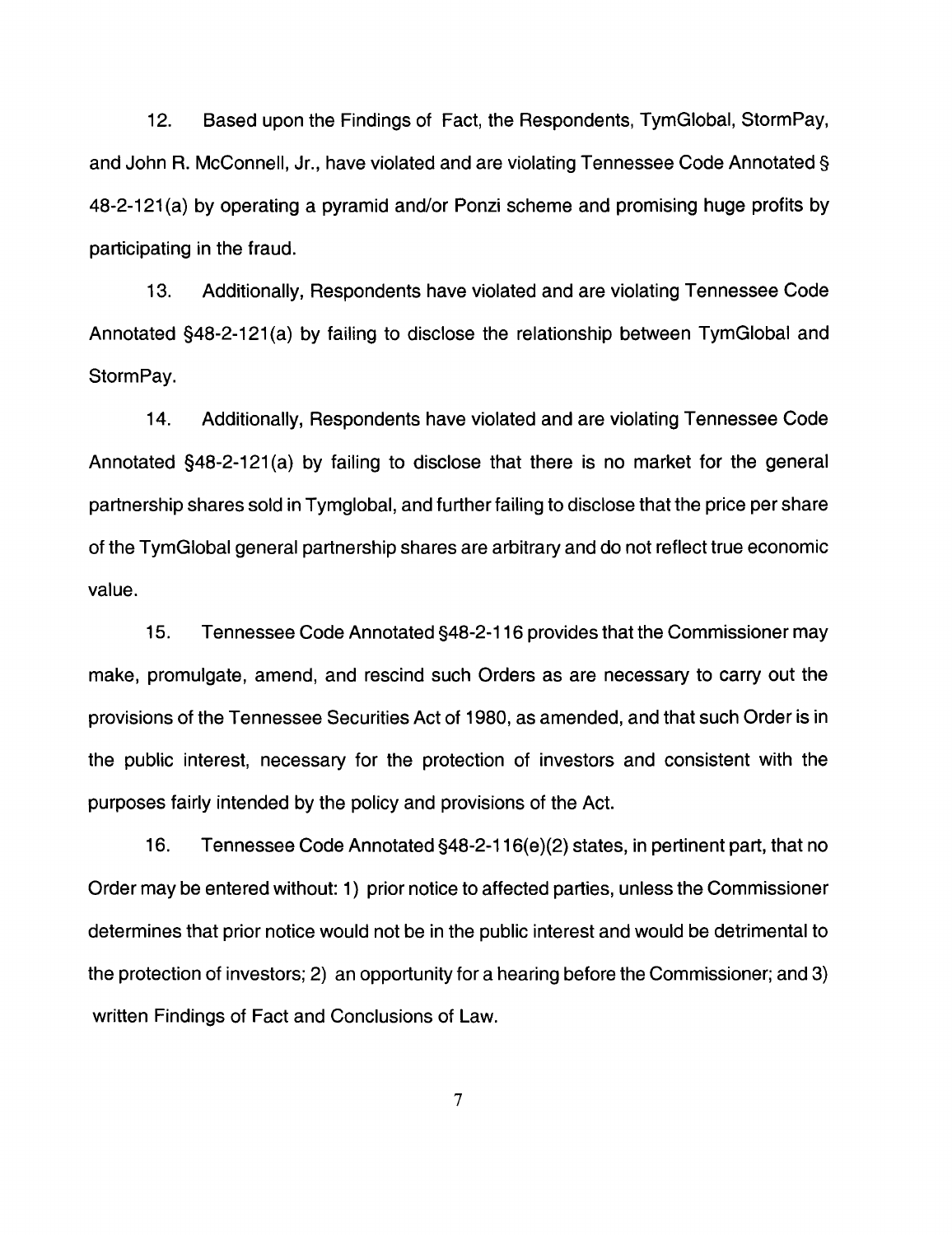12. Based upon the Findings of Fact, the Respondents, TymGlobal, StormPay, and John R. McConnell, Jr., have violated and are violating Tennessee Code Annotated § 48-2-121(a) by operating a pyramid and/or Ponzi scheme and promising huge profits by participating in the fraud.

13. Additionally, Respondents have violated and are violating Tennessee Code Annotated §48-2-121(a) by failing to disclose the relationship between TymGlobal and StormPay.

14. Additionally, Respondents have violated and are violating Tennessee Code Annotated §48-2-121(a) by failing to disclose that there is no market for the general partnership shares sold in Tymglobal, and further failing to disclose that the price per share of the TymGlobal general partnership shares are arbitrary and do not reflect true economic value.

15. Tennessee Code Annotated §48-2-116 provides that the Commissioner may make, promulgate, amend, and rescind such Orders as are necessary to carry out the provisions of the Tennessee Securities Act of 1980, as amended, and that such Order is in the public interest, necessary for the protection of investors and consistent with the purposes fairly intended by the policy and provisions of the Act.

16. Tennessee Code Annotated §48-2-116(e)(2) states, in pertinent part, that no Order may be entered without: 1) prior notice to affected parties, unless the Commissioner determines that prior notice would not be in the public interest and would be detrimental to the protection of investors; 2) an opportunity for a hearing before the Commissioner; and 3) written Findings of Fact and Conclusions of Law.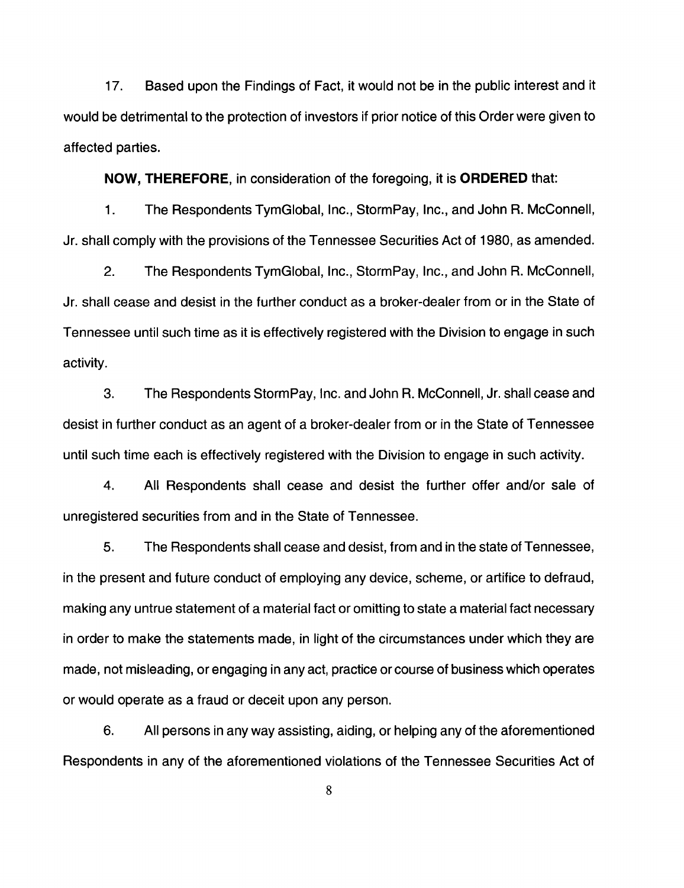17. Based upon the Findings of Fact, it would not be in the public interest and it would be detrimental to the protection of investors if prior notice of this Order were given to affected parties.

**NOW, THEREFORE**, in consideration of the foregoing, it is **ORDERED** that:

1. The Respondents TymGlobal, Inc., StormPay, Inc., and John R. McConnell, Jr. shall comply with the provisions of the Tennessee Securities Act of 1980, as amended.

2. The Respondents TymGlobal, Inc., StormPay, Inc., and John R. McConnell, Jr. shall cease and desist in the further conduct as a broker-dealer from or in the State of Tennessee until such time as it is effectively registered with the Division to engage in such activity.

3. The Respondents StormPay, Inc. and John R. McConnell, Jr. shall cease and desist in further conduct as an agent of a broker-dealer from or in the State of Tennessee until such time each is effectively registered with the Division to engage in such activity.

4. All Respondents shall cease and desist the further offer and/or sale of unregistered securities from and in the State of Tennessee.

5. The Respondents shall cease and desist, from and in the state of Tennessee, in the present and future conduct of employing any device, scheme, or artifice to defraud, making any untrue statement of a material fact or omitting to state a material fact necessary in order to make the statements made, in light of the circumstances under which they are made, not misleading, or engaging in any act, practice or course of business which operates or would operate as a fraud or deceit upon any person.

6. All persons in any way assisting, aiding, or helping any of the aforementioned Respondents in any of the aforementioned violations of the Tennessee Securities Act of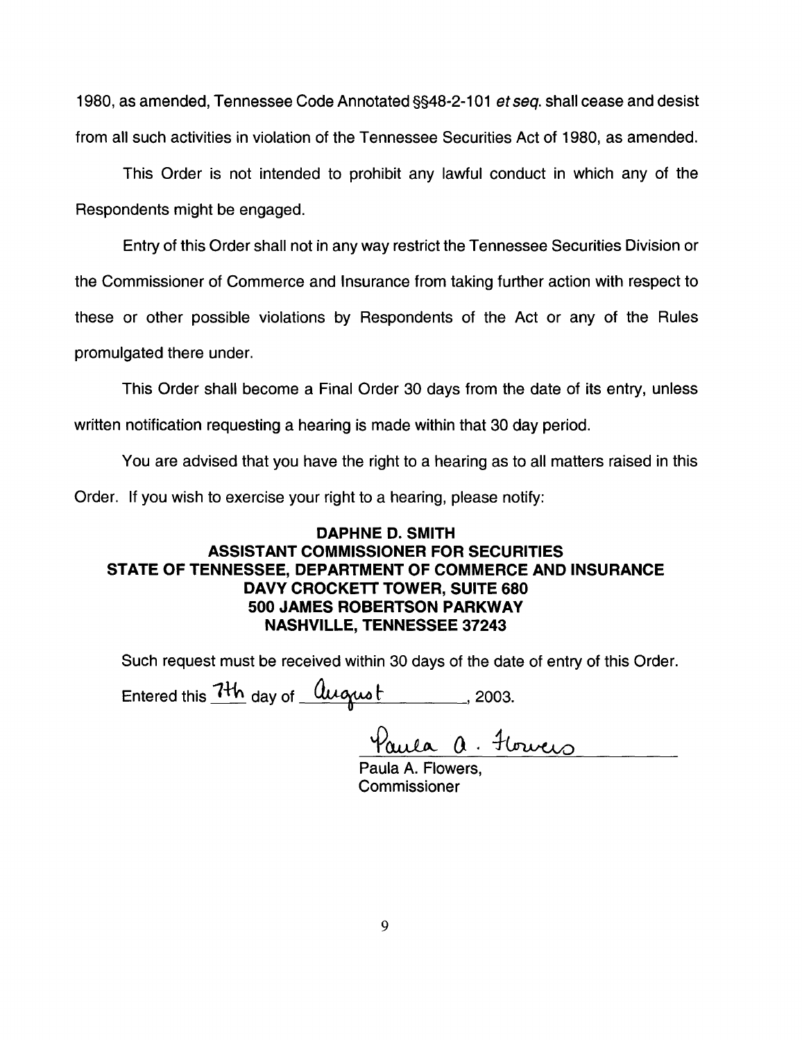1980, as amended, Tennessee Code Annotated §§48-2-101 *et seq.* shall cease and desist from all such activities in violation of the Tennessee Securities Act of 1980, as amended.

This Order is not intended to prohibit any lawful conduct in which any of the Respondents might be engaged.

Entry of this Order shall not in any way restrict the Tennessee Securities Division or the Commissioner of Commerce and Insurance from taking further action with respect to these or other possible violations by Respondents of the Act or any of the Rules promulgated there under.

This Order shall become a Final Order 30 days from the date of its entry, unless written notification requesting a hearing is made within that 30 day period.

You are advised that you have the right to a hearing as to all matters raised in this Order. If you wish to exercise your right to a hearing, please notify:

**DAPHNE D. SMITH**
**ASSISTANT COMMISSIONER FOR SECURITIES**
**STATE OF TENNESSEE, DEPARTMENT OF COMMERCE AND INSURANCE**
**DAVY CROCKETT TOWER, SUITE 680**
**500 JAMES ROBERTSON PARKWAY**
**NASHVILLE, TENNESSEE 37243**

Such request must be received within 30 days of the date of entry of this Order.

Entered this 7th day of August, 2003.

Paula A. Flowers

Paula A. Flowers,
Commissioner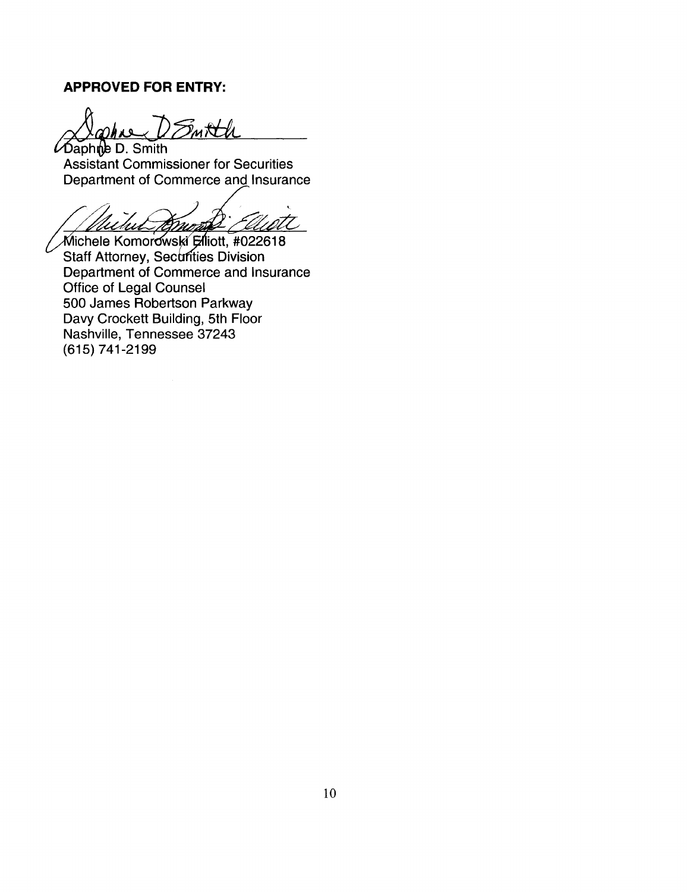**APPROVED FOR ENTRY:**

Daphne D. Smith
Assistant Commissioner for Securities
Department of Commerce and Insurance

Michele Komorowski Elliott, #022618
Staff Attorney, Securities Division
Department of Commerce and Insurance
Office of Legal Counsel
500 James Robertson Parkway
Davy Crockett Building, 5th Floor
Nashville, Tennessee 37243
(615) 741-2199